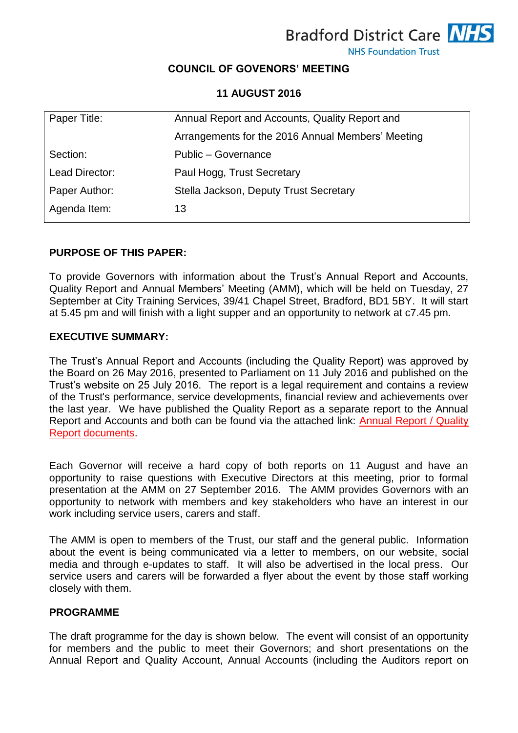Bradford District Care NHS

NHS Foundation Trust

**COUNCIL OF GOVENORS' MEETING**

**11 AUGUST 2016**

| | |
|---|---|
| Paper Title: | Annual Report and Accounts, Quality Report and Arrangements for the 2016 Annual Members' Meeting |
| Section: | Public – Governance |
| Lead Director: | Paul Hogg, Trust Secretary |
| Paper Author: | Stella Jackson, Deputy Trust Secretary |
| Agenda Item: | 13 |

**PURPOSE OF THIS PAPER:**

To provide Governors with information about the Trust's Annual Report and Accounts, Quality Report and Annual Members' Meeting (AMM), which will be held on Tuesday, 27 September at City Training Services, 39/41 Chapel Street, Bradford, BD1 5BY. It will start at 5.45 pm and will finish with a light supper and an opportunity to network at c7.45 pm.

**EXECUTIVE SUMMARY:**

The Trust's Annual Report and Accounts (including the Quality Report) was approved by the Board on 26 May 2016, presented to Parliament on 11 July 2016 and published on the Trust's website on 25 July 2016. The report is a legal requirement and contains a review of the Trust's performance, service developments, financial review and achievements over the last year. We have published the Quality Report as a separate report to the Annual Report and Accounts and both can be found via the attached link: Annual Report / Quality Report documents.

Each Governor will receive a hard copy of both reports on 11 August and have an opportunity to raise questions with Executive Directors at this meeting, prior to formal presentation at the AMM on 27 September 2016. The AMM provides Governors with an opportunity to network with members and key stakeholders who have an interest in our work including service users, carers and staff.

The AMM is open to members of the Trust, our staff and the general public. Information about the event is being communicated via a letter to members, on our website, social media and through e-updates to staff. It will also be advertised in the local press. Our service users and carers will be forwarded a flyer about the event by those staff working closely with them.

**PROGRAMME**

The draft programme for the day is shown below. The event will consist of an opportunity for members and the public to meet their Governors; and short presentations on the Annual Report and Quality Account, Annual Accounts (including the Auditors report on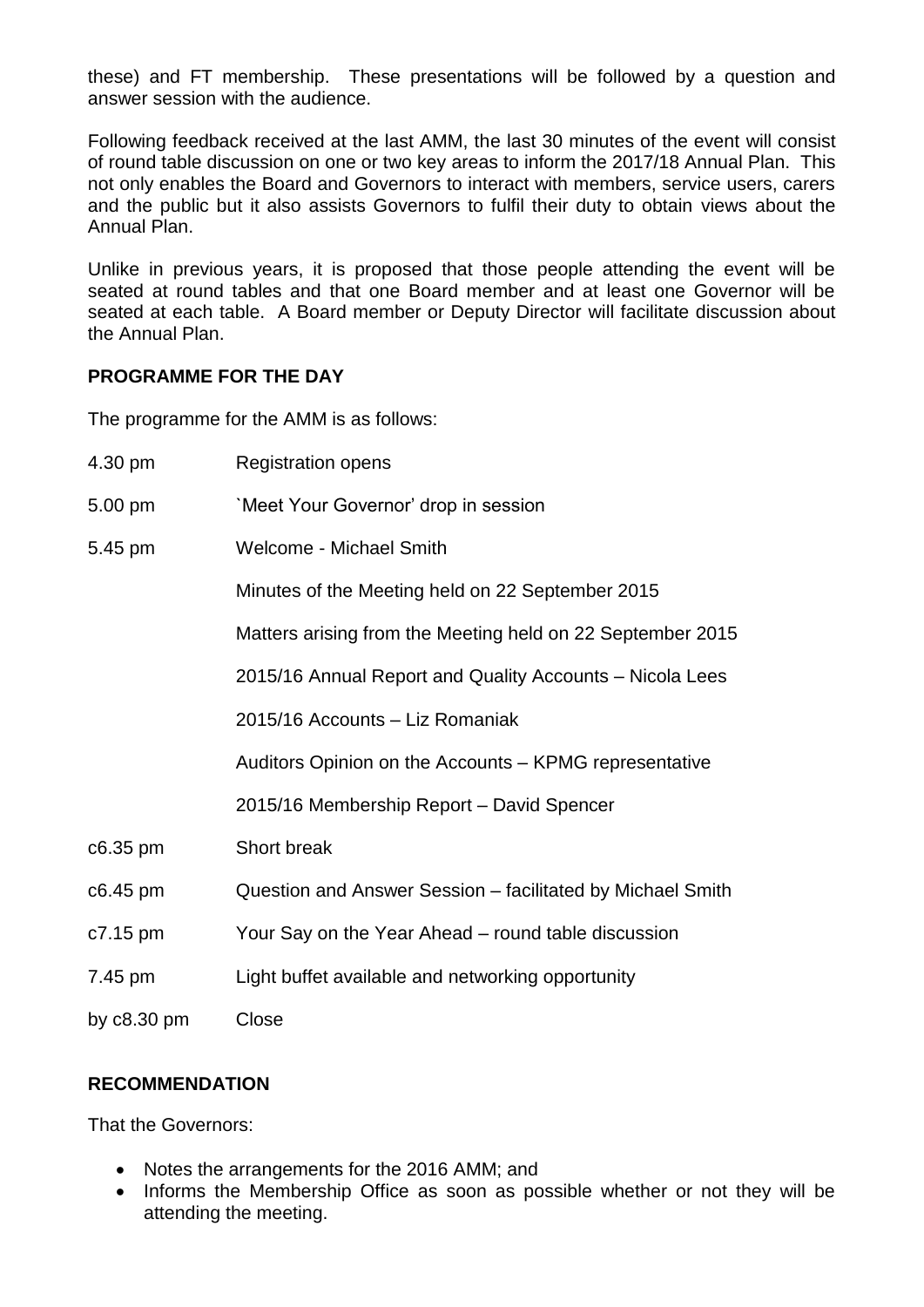these) and FT membership. These presentations will be followed by a question and answer session with the audience.

Following feedback received at the last AMM, the last 30 minutes of the event will consist of round table discussion on one or two key areas to inform the 2017/18 Annual Plan. This not only enables the Board and Governors to interact with members, service users, carers and the public but it also assists Governors to fulfil their duty to obtain views about the Annual Plan.

Unlike in previous years, it is proposed that those people attending the event will be seated at round tables and that one Board member and at least one Governor will be seated at each table. A Board member or Deputy Director will facilitate discussion about the Annual Plan.

**PROGRAMME FOR THE DAY**

The programme for the AMM is as follows:

| | |
|---|---|
| 4.30 pm | Registration opens |
| 5.00 pm | `Meet Your Governor' drop in session |
| 5.45 pm | Welcome - Michael Smith |
| | Minutes of the Meeting held on 22 September 2015 |
| | Matters arising from the Meeting held on 22 September 2015 |
| | 2015/16 Annual Report and Quality Accounts – Nicola Lees |
| | 2015/16 Accounts – Liz Romaniak |
| | Auditors Opinion on the Accounts – KPMG representative |
| | 2015/16 Membership Report – David Spencer |
| c6.35 pm | Short break |
| c6.45 pm | Question and Answer Session – facilitated by Michael Smith |
| c7.15 pm | Your Say on the Year Ahead – round table discussion |
| 7.45 pm | Light buffet available and networking opportunity |
| by c8.30 pm | Close |

**RECOMMENDATION**

That the Governors:

- Notes the arrangements for the 2016 AMM; and
- Informs the Membership Office as soon as possible whether or not they will be attending the meeting.